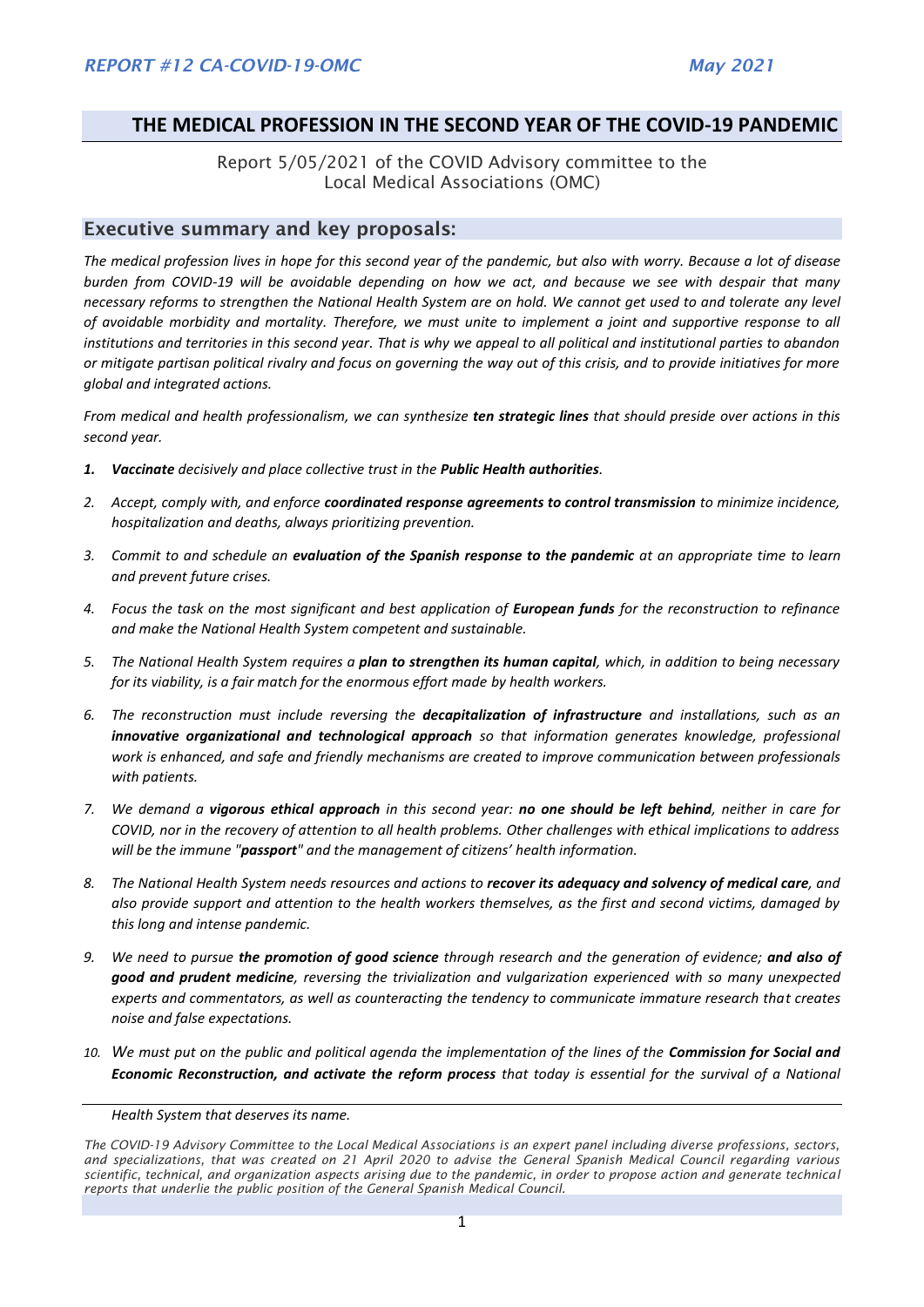REPORT #12 CA-COVID-19-OMC May 2021

# THE MEDICAL PROFESSION IN THE SECOND YEAR OF THE COVID-19 PANDEMIC

Report 5/05/2021 of the COVID Advisory committee to the Local Medical Associations (OMC)

## Executive summary and key proposals:

*The medical profession lives in hope for this second year of the pandemic, but also with worry. Because a lot of disease burden from COVID-19 will be avoidable depending on how we act, and because we see with despair that many necessary reforms to strengthen the National Health System are on hold. We cannot get used to and tolerate any level of avoidable morbidity and mortality. Therefore, we must unite to implement a joint and supportive response to all institutions and territories in this second year. That is why we appeal to all political and institutional parties to abandon or mitigate partisan political rivalry and focus on governing the way out of this crisis, and to provide initiatives for more global and integrated actions.*

*From medical and health professionalism, we can synthesize* ***ten strategic lines*** *that should preside over actions in this second year.*

1. ***Vaccinate*** *decisively and place collective trust in the* ***Public Health authorities****.*
2. *Accept, comply with, and enforce* ***coordinated response agreements to control transmission*** *to minimize incidence, hospitalization and deaths, always prioritizing prevention.*
3. *Commit to and schedule an* ***evaluation of the Spanish response to the pandemic*** *at an appropriate time to learn and prevent future crises.*
4. *Focus the task on the most significant and best application of* ***European funds*** *for the reconstruction to refinance and make the National Health System competent and sustainable.*
5. *The National Health System requires a* ***plan to strengthen its human capital****, which, in addition to being necessary for its viability, is a fair match for the enormous effort made by health workers.*
6. *The reconstruction must include reversing the* ***decapitalization of infrastructure*** *and installations, such as an* ***innovative organizational and technological approach*** *so that information generates knowledge, professional work is enhanced, and safe and friendly mechanisms are created to improve communication between professionals with patients.*
7. *We demand a* ***vigorous ethical approach*** *in this second year:* ***no one should be left behind****, neither in care for COVID, nor in the recovery of attention to all health problems. Other challenges with ethical implications to address will be the immune "****passport****" and the management of citizens' health information.*
8. *The National Health System needs resources and actions to* ***recover its adequacy and solvency of medical care****, and also provide support and attention to the health workers themselves, as the first and second victims, damaged by this long and intense pandemic.*
9. *We need to pursue* ***the promotion of good science*** *through research and the generation of evidence;* ***and also of good and prudent medicine****, reversing the trivialization and vulgarization experienced with so many unexpected experts and commentators, as well as counteracting the tendency to communicate immature research that creates noise and false expectations.*
10. *We must put on the public and political agenda the implementation of the lines of the* ***Commission for Social and Economic Reconstruction, and activate the reform process*** *that today is essential for the survival of a National Health System that deserves its name.*

*The COVID-19 Advisory Committee to the Local Medical Associations is an expert panel including diverse professions, sectors, and specializations, that was created on 21 April 2020 to advise the General Spanish Medical Council regarding various scientific, technical, and organization aspects arising due to the pandemic, in order to propose action and generate technical reports that underlie the public position of the General Spanish Medical Council.*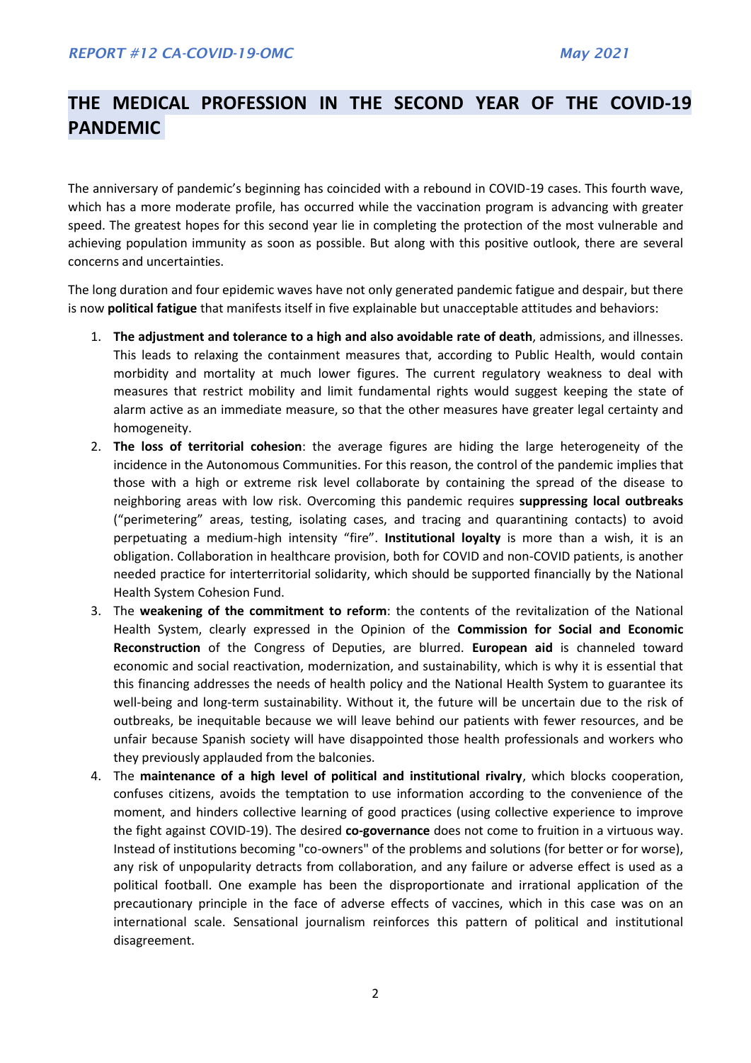# THE MEDICAL PROFESSION IN THE SECOND YEAR OF THE COVID-19 PANDEMIC

The anniversary of pandemic's beginning has coincided with a rebound in COVID-19 cases. This fourth wave, which has a more moderate profile, has occurred while the vaccination program is advancing with greater speed. The greatest hopes for this second year lie in completing the protection of the most vulnerable and achieving population immunity as soon as possible. But along with this positive outlook, there are several concerns and uncertainties.

The long duration and four epidemic waves have not only generated pandemic fatigue and despair, but there is now **political fatigue** that manifests itself in five explainable but unacceptable attitudes and behaviors:

1. **The adjustment and tolerance to a high and also avoidable rate of death**, admissions, and illnesses. This leads to relaxing the containment measures that, according to Public Health, would contain morbidity and mortality at much lower figures. The current regulatory weakness to deal with measures that restrict mobility and limit fundamental rights would suggest keeping the state of alarm active as an immediate measure, so that the other measures have greater legal certainty and homogeneity.
2. **The loss of territorial cohesion**: the average figures are hiding the large heterogeneity of the incidence in the Autonomous Communities. For this reason, the control of the pandemic implies that those with a high or extreme risk level collaborate by containing the spread of the disease to neighboring areas with low risk. Overcoming this pandemic requires **suppressing local outbreaks** ("perimetering" areas, testing, isolating cases, and tracing and quarantining contacts) to avoid perpetuating a medium-high intensity "fire". **Institutional loyalty** is more than a wish, it is an obligation. Collaboration in healthcare provision, both for COVID and non-COVID patients, is another needed practice for interterritorial solidarity, which should be supported financially by the National Health System Cohesion Fund.
3. The **weakening of the commitment to reform**: the contents of the revitalization of the National Health System, clearly expressed in the Opinion of the **Commission for Social and Economic Reconstruction** of the Congress of Deputies, are blurred. **European aid** is channeled toward economic and social reactivation, modernization, and sustainability, which is why it is essential that this financing addresses the needs of health policy and the National Health System to guarantee its well-being and long-term sustainability. Without it, the future will be uncertain due to the risk of outbreaks, be inequitable because we will leave behind our patients with fewer resources, and be unfair because Spanish society will have disappointed those health professionals and workers who they previously applauded from the balconies.
4. The **maintenance of a high level of political and institutional rivalry**, which blocks cooperation, confuses citizens, avoids the temptation to use information according to the convenience of the moment, and hinders collective learning of good practices (using collective experience to improve the fight against COVID-19). The desired **co-governance** does not come to fruition in a virtuous way. Instead of institutions becoming "co-owners" of the problems and solutions (for better or for worse), any risk of unpopularity detracts from collaboration, and any failure or adverse effect is used as a political football. One example has been the disproportionate and irrational application of the precautionary principle in the face of adverse effects of vaccines, which in this case was on an international scale. Sensational journalism reinforces this pattern of political and institutional disagreement.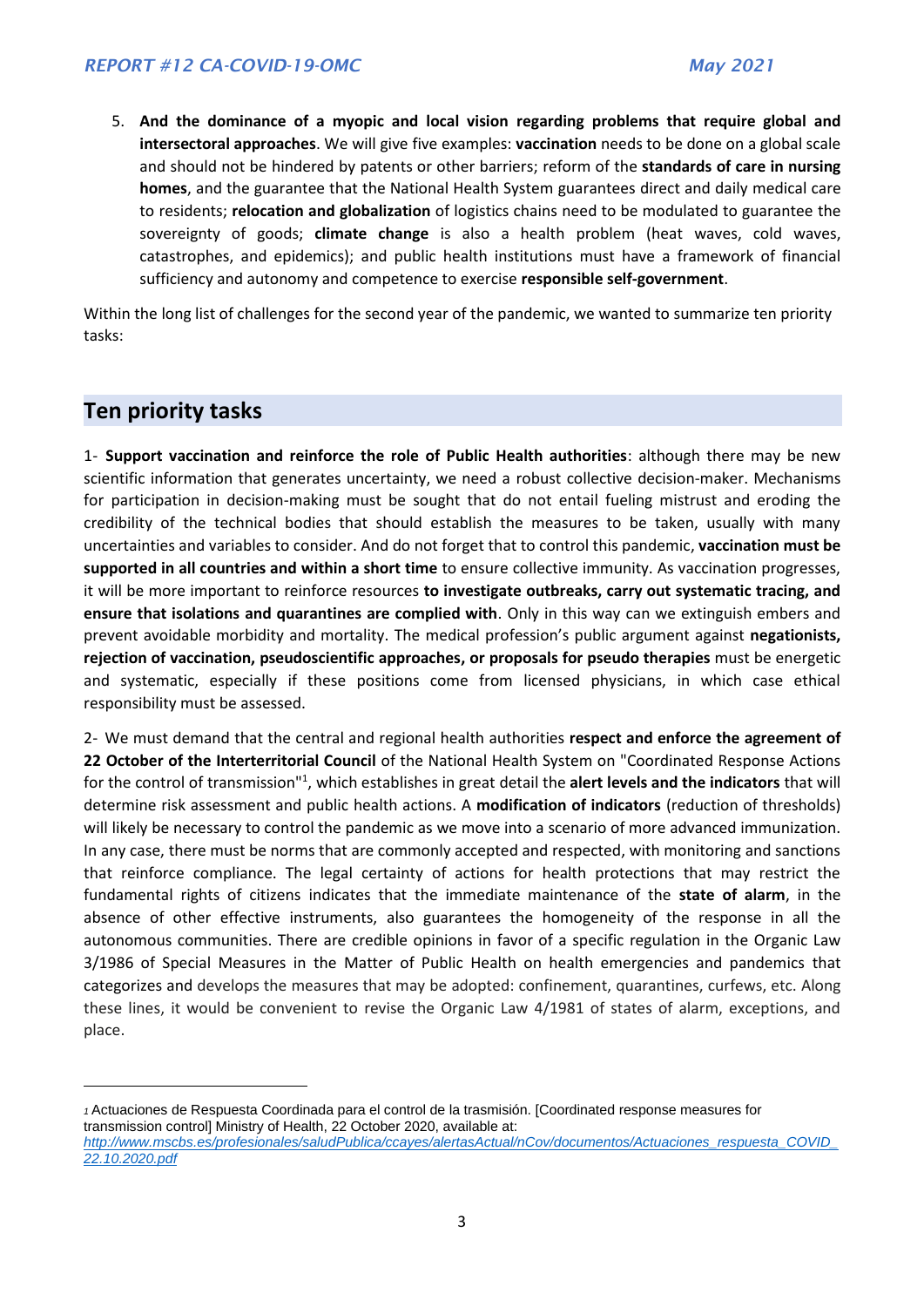5. **And the dominance of a myopic and local vision regarding problems that require global and intersectoral approaches**. We will give five examples: **vaccination** needs to be done on a global scale and should not be hindered by patents or other barriers; reform of the **standards of care in nursing homes**, and the guarantee that the National Health System guarantees direct and daily medical care to residents; **relocation and globalization** of logistics chains need to be modulated to guarantee the sovereignty of goods; **climate change** is also a health problem (heat waves, cold waves, catastrophes, and epidemics); and public health institutions must have a framework of financial sufficiency and autonomy and competence to exercise **responsible self-government**.

Within the long list of challenges for the second year of the pandemic, we wanted to summarize ten priority tasks:

## Ten priority tasks

1- **Support vaccination and reinforce the role of Public Health authorities**: although there may be new scientific information that generates uncertainty, we need a robust collective decision-maker. Mechanisms for participation in decision-making must be sought that do not entail fueling mistrust and eroding the credibility of the technical bodies that should establish the measures to be taken, usually with many uncertainties and variables to consider. And do not forget that to control this pandemic, **vaccination must be supported in all countries and within a short time** to ensure collective immunity. As vaccination progresses, it will be more important to reinforce resources **to investigate outbreaks, carry out systematic tracing, and ensure that isolations and quarantines are complied with**. Only in this way can we extinguish embers and prevent avoidable morbidity and mortality. The medical profession's public argument against **negationists, rejection of vaccination, pseudoscientific approaches, or proposals for pseudo therapies** must be energetic and systematic, especially if these positions come from licensed physicians, in which case ethical responsibility must be assessed.

2- We must demand that the central and regional health authorities **respect and enforce the agreement of 22 October of the Interterritorial Council** of the National Health System on "Coordinated Response Actions for the control of transmission"[1], which establishes in great detail the **alert levels and the indicators** that will determine risk assessment and public health actions. A **modification of indicators** (reduction of thresholds) will likely be necessary to control the pandemic as we move into a scenario of more advanced immunization. In any case, there must be norms that are commonly accepted and respected, with monitoring and sanctions that reinforce compliance. The legal certainty of actions for health protections that may restrict the fundamental rights of citizens indicates that the immediate maintenance of the **state of alarm**, in the absence of other effective instruments, also guarantees the homogeneity of the response in all the autonomous communities. There are credible opinions in favor of a specific regulation in the Organic Law 3/1986 of Special Measures in the Matter of Public Health on health emergencies and pandemics that categorizes and develops the measures that may be adopted: confinement, quarantines, curfews, etc. Along these lines, it would be convenient to revise the Organic Law 4/1981 of states of alarm, exceptions, and place.

---

[1] Actuaciones de Respuesta Coordinada para el control de la trasmisión. [Coordinated response measures for transmission control] Ministry of Health, 22 October 2020, available at: *http://www.mscbs.es/profesionales/saludPublica/ccayes/alertasActual/nCov/documentos/Actuaciones_respuesta_COVID_22.10.2020.pdf*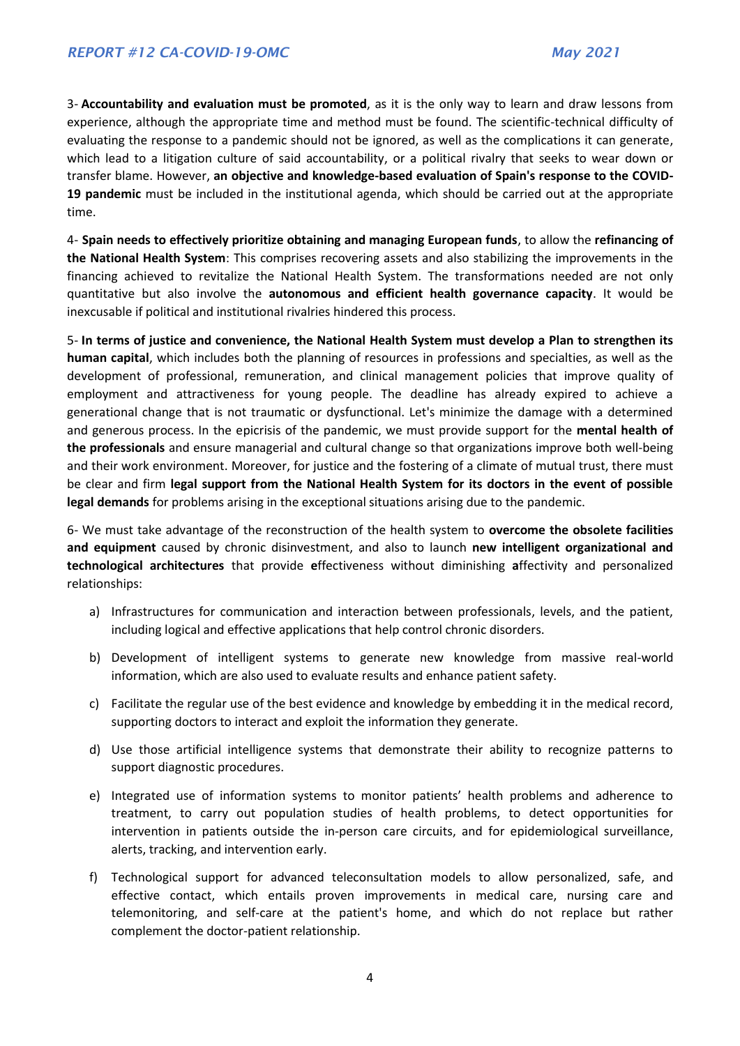3- **Accountability and evaluation must be promoted**, as it is the only way to learn and draw lessons from experience, although the appropriate time and method must be found. The scientific-technical difficulty of evaluating the response to a pandemic should not be ignored, as well as the complications it can generate, which lead to a litigation culture of said accountability, or a political rivalry that seeks to wear down or transfer blame. However, **an objective and knowledge-based evaluation of Spain's response to the COVID-19 pandemic** must be included in the institutional agenda, which should be carried out at the appropriate time.

4- **Spain needs to effectively prioritize obtaining and managing European funds**, to allow the **refinancing of the National Health System**: This comprises recovering assets and also stabilizing the improvements in the financing achieved to revitalize the National Health System. The transformations needed are not only quantitative but also involve the **autonomous and efficient health governance capacity**. It would be inexcusable if political and institutional rivalries hindered this process.

5- **In terms of justice and convenience, the National Health System must develop a Plan to strengthen its human capital**, which includes both the planning of resources in professions and specialties, as well as the development of professional, remuneration, and clinical management policies that improve quality of employment and attractiveness for young people. The deadline has already expired to achieve a generational change that is not traumatic or dysfunctional. Let's minimize the damage with a determined and generous process. In the epicrisis of the pandemic, we must provide support for the **mental health of the professionals** and ensure managerial and cultural change so that organizations improve both well-being and their work environment. Moreover, for justice and the fostering of a climate of mutual trust, there must be clear and firm **legal support from the National Health System for its doctors in the event of possible legal demands** for problems arising in the exceptional situations arising due to the pandemic.

6- We must take advantage of the reconstruction of the health system to **overcome the obsolete facilities and equipment** caused by chronic disinvestment, and also to launch **new intelligent organizational and technological architectures** that provide **e**ffectiveness without diminishing **a**ffectivity and personalized relationships:

a) Infrastructures for communication and interaction between professionals, levels, and the patient, including logical and effective applications that help control chronic disorders.

b) Development of intelligent systems to generate new knowledge from massive real-world information, which are also used to evaluate results and enhance patient safety.

c) Facilitate the regular use of the best evidence and knowledge by embedding it in the medical record, supporting doctors to interact and exploit the information they generate.

d) Use those artificial intelligence systems that demonstrate their ability to recognize patterns to support diagnostic procedures.

e) Integrated use of information systems to monitor patients' health problems and adherence to treatment, to carry out population studies of health problems, to detect opportunities for intervention in patients outside the in-person care circuits, and for epidemiological surveillance, alerts, tracking, and intervention early.

f) Technological support for advanced teleconsultation models to allow personalized, safe, and effective contact, which entails proven improvements in medical care, nursing care and telemonitoring, and self-care at the patient's home, and which do not replace but rather complement the doctor-patient relationship.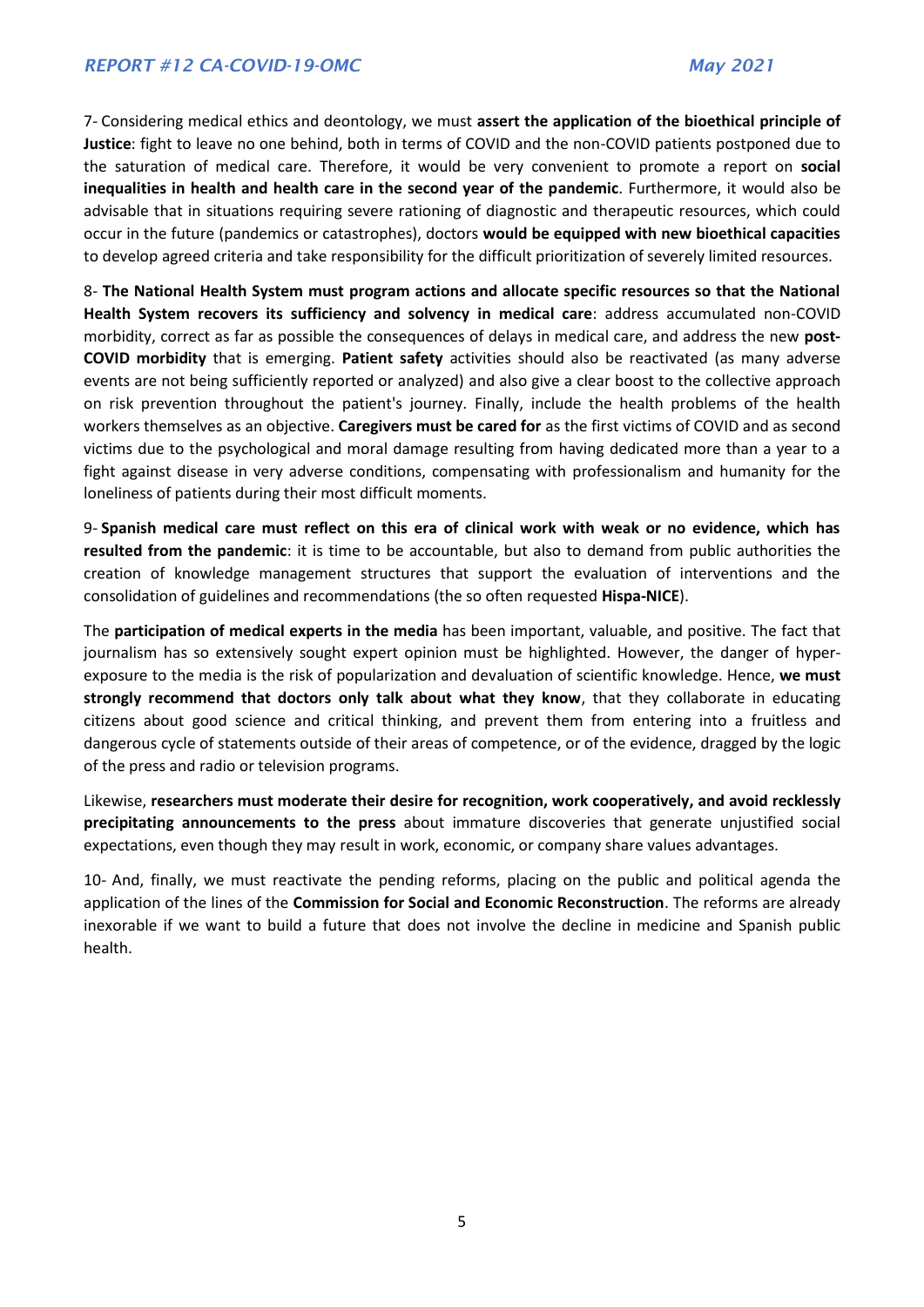7- Considering medical ethics and deontology, we must **assert the application of the bioethical principle of Justice**: fight to leave no one behind, both in terms of COVID and the non-COVID patients postponed due to the saturation of medical care. Therefore, it would be very convenient to promote a report on **social inequalities in health and health care in the second year of the pandemic**. Furthermore, it would also be advisable that in situations requiring severe rationing of diagnostic and therapeutic resources, which could occur in the future (pandemics or catastrophes), doctors **would be equipped with new bioethical capacities** to develop agreed criteria and take responsibility for the difficult prioritization of severely limited resources.

8- **The National Health System must program actions and allocate specific resources so that the National Health System recovers its sufficiency and solvency in medical care**: address accumulated non-COVID morbidity, correct as far as possible the consequences of delays in medical care, and address the new **post-COVID morbidity** that is emerging. **Patient safety** activities should also be reactivated (as many adverse events are not being sufficiently reported or analyzed) and also give a clear boost to the collective approach on risk prevention throughout the patient's journey. Finally, include the health problems of the health workers themselves as an objective. **Caregivers must be cared for** as the first victims of COVID and as second victims due to the psychological and moral damage resulting from having dedicated more than a year to a fight against disease in very adverse conditions, compensating with professionalism and humanity for the loneliness of patients during their most difficult moments.

9- **Spanish medical care must reflect on this era of clinical work with weak or no evidence, which has resulted from the pandemic**: it is time to be accountable, but also to demand from public authorities the creation of knowledge management structures that support the evaluation of interventions and the consolidation of guidelines and recommendations (the so often requested **Hispa-NICE**).

The **participation of medical experts in the media** has been important, valuable, and positive. The fact that journalism has so extensively sought expert opinion must be highlighted. However, the danger of hyper-exposure to the media is the risk of popularization and devaluation of scientific knowledge. Hence, **we must strongly recommend that doctors only talk about what they know**, that they collaborate in educating citizens about good science and critical thinking, and prevent them from entering into a fruitless and dangerous cycle of statements outside of their areas of competence, or of the evidence, dragged by the logic of the press and radio or television programs.

Likewise, **researchers must moderate their desire for recognition, work cooperatively, and avoid recklessly precipitating announcements to the press** about immature discoveries that generate unjustified social expectations, even though they may result in work, economic, or company share values advantages.

10- And, finally, we must reactivate the pending reforms, placing on the public and political agenda the application of the lines of the **Commission for Social and Economic Reconstruction**. The reforms are already inexorable if we want to build a future that does not involve the decline in medicine and Spanish public health.